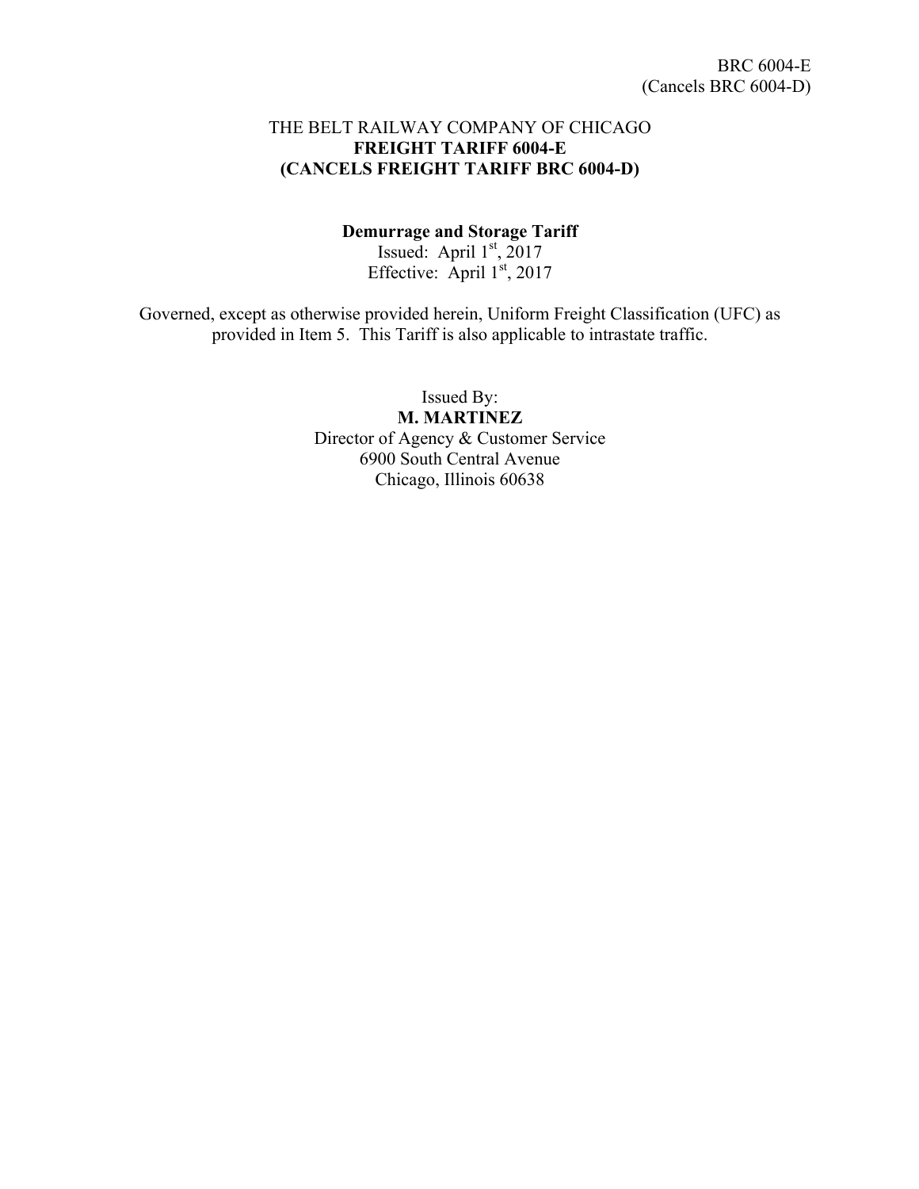BRC 6004-E
(Cancels BRC 6004-D)

# THE BELT RAILWAY COMPANY OF CHICAGO
## FREIGHT TARIFF 6004-E
## (CANCELS FREIGHT TARIFF BRC 6004-D)

**Demurrage and Storage Tariff**
Issued: April 1st, 2017
Effective: April 1st, 2017

Governed, except as otherwise provided herein, Uniform Freight Classification (UFC) as provided in Item 5. This Tariff is also applicable to intrastate traffic.

Issued By:
**M. MARTINEZ**
Director of Agency & Customer Service
6900 South Central Avenue
Chicago, Illinois 60638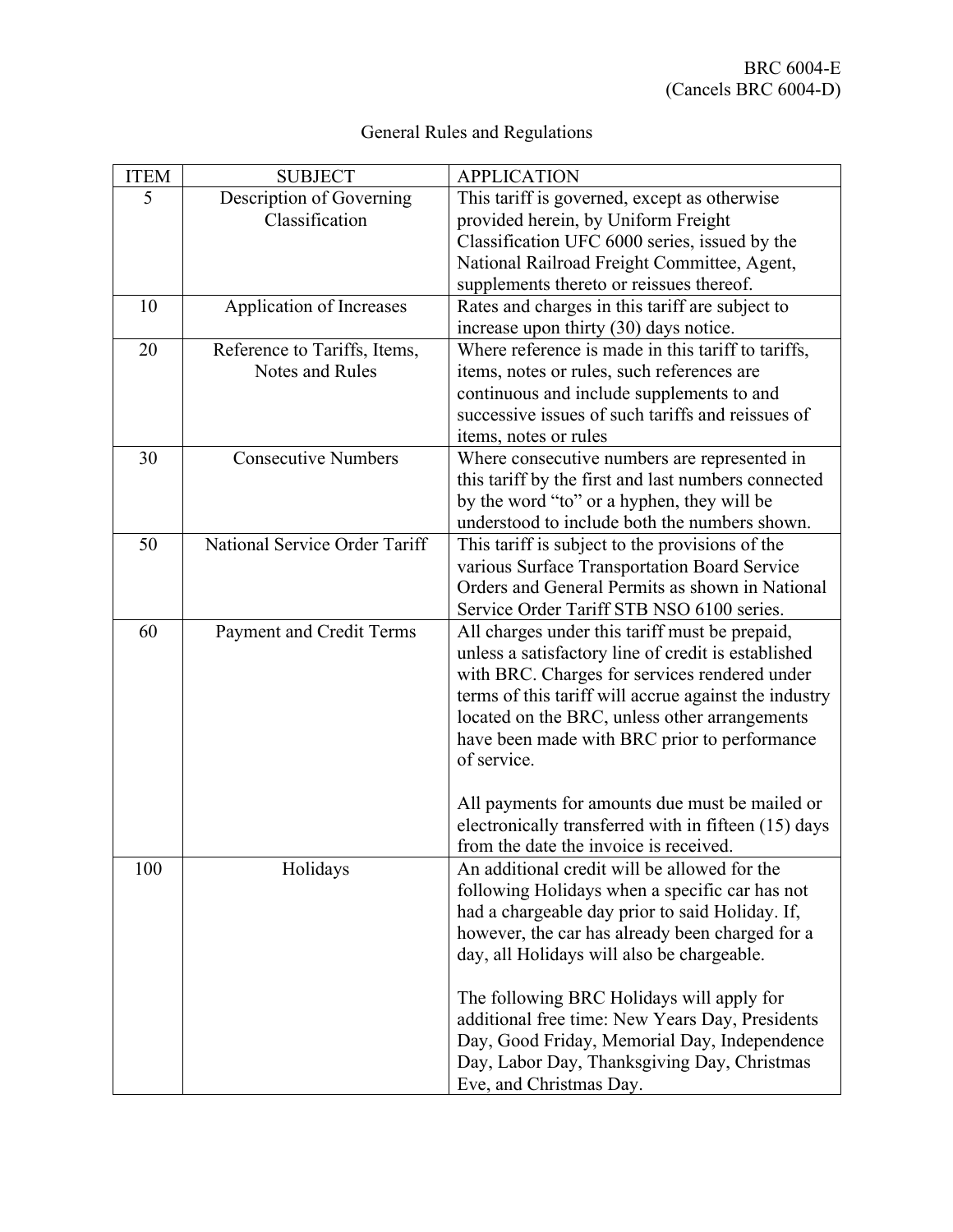BRC 6004-E
(Cancels BRC 6004-D)

# General Rules and Regulations

| ITEM | SUBJECT | APPLICATION |
|---|---|---|
| 5 | Description of Governing Classification | This tariff is governed, except as otherwise provided herein, by Uniform Freight Classification UFC 6000 series, issued by the National Railroad Freight Committee, Agent, supplements thereto or reissues thereof. |
| 10 | Application of Increases | Rates and charges in this tariff are subject to increase upon thirty (30) days notice. |
| 20 | Reference to Tariffs, Items, Notes and Rules | Where reference is made in this tariff to tariffs, items, notes or rules, such references are continuous and include supplements to and successive issues of such tariffs and reissues of items, notes or rules |
| 30 | Consecutive Numbers | Where consecutive numbers are represented in this tariff by the first and last numbers connected by the word "to" or a hyphen, they will be understood to include both the numbers shown. |
| 50 | National Service Order Tariff | This tariff is subject to the provisions of the various Surface Transportation Board Service Orders and General Permits as shown in National Service Order Tariff STB NSO 6100 series. |
| 60 | Payment and Credit Terms | All charges under this tariff must be prepaid, unless a satisfactory line of credit is established with BRC. Charges for services rendered under terms of this tariff will accrue against the industry located on the BRC, unless other arrangements have been made with BRC prior to performance of service.<br><br>All payments for amounts due must be mailed or electronically transferred with in fifteen (15) days from the date the invoice is received. |
| 100 | Holidays | An additional credit will be allowed for the following Holidays when a specific car has not had a chargeable day prior to said Holiday. If, however, the car has already been charged for a day, all Holidays will also be chargeable.<br><br>The following BRC Holidays will apply for additional free time: New Years Day, Presidents Day, Good Friday, Memorial Day, Independence Day, Labor Day, Thanksgiving Day, Christmas Eve, and Christmas Day. |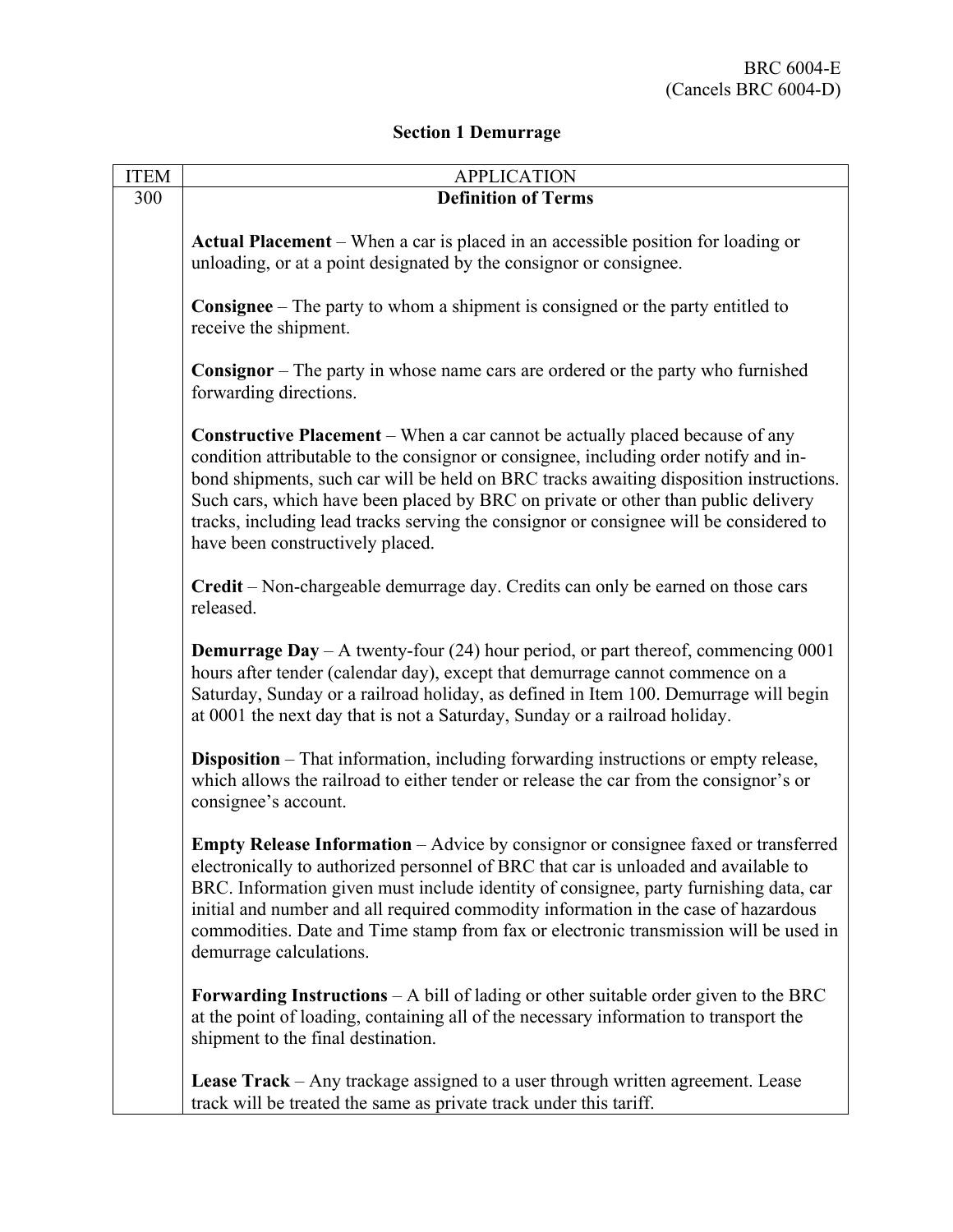BRC 6004-E
(Cancels BRC 6004-D)

## Section 1 Demurrage

| ITEM | APPLICATION |
| --- | --- |
| 300 | **Definition of Terms**<br><br>**Actual Placement** – When a car is placed in an accessible position for loading or unloading, or at a point designated by the consignor or consignee.<br><br>**Consignee** – The party to whom a shipment is consigned or the party entitled to receive the shipment.<br><br>**Consignor** – The party in whose name cars are ordered or the party who furnished forwarding directions.<br><br>**Constructive Placement** – When a car cannot be actually placed because of any condition attributable to the consignor or consignee, including order notify and in-bond shipments, such car will be held on BRC tracks awaiting disposition instructions. Such cars, which have been placed by BRC on private or other than public delivery tracks, including lead tracks serving the consignor or consignee will be considered to have been constructively placed.<br><br>**Credit** – Non-chargeable demurrage day. Credits can only be earned on those cars released.<br><br>**Demurrage Day** – A twenty-four (24) hour period, or part thereof, commencing 0001 hours after tender (calendar day), except that demurrage cannot commence on a Saturday, Sunday or a railroad holiday, as defined in Item 100. Demurrage will begin at 0001 the next day that is not a Saturday, Sunday or a railroad holiday.<br><br>**Disposition** – That information, including forwarding instructions or empty release, which allows the railroad to either tender or release the car from the consignor's or consignee's account.<br><br>**Empty Release Information** – Advice by consignor or consignee faxed or transferred electronically to authorized personnel of BRC that car is unloaded and available to BRC. Information given must include identity of consignee, party furnishing data, car initial and number and all required commodity information in the case of hazardous commodities. Date and Time stamp from fax or electronic transmission will be used in demurrage calculations.<br><br>**Forwarding Instructions** – A bill of lading or other suitable order given to the BRC at the point of loading, containing all of the necessary information to transport the shipment to the final destination.<br><br>**Lease Track** – Any trackage assigned to a user through written agreement. Lease track will be treated the same as private track under this tariff. |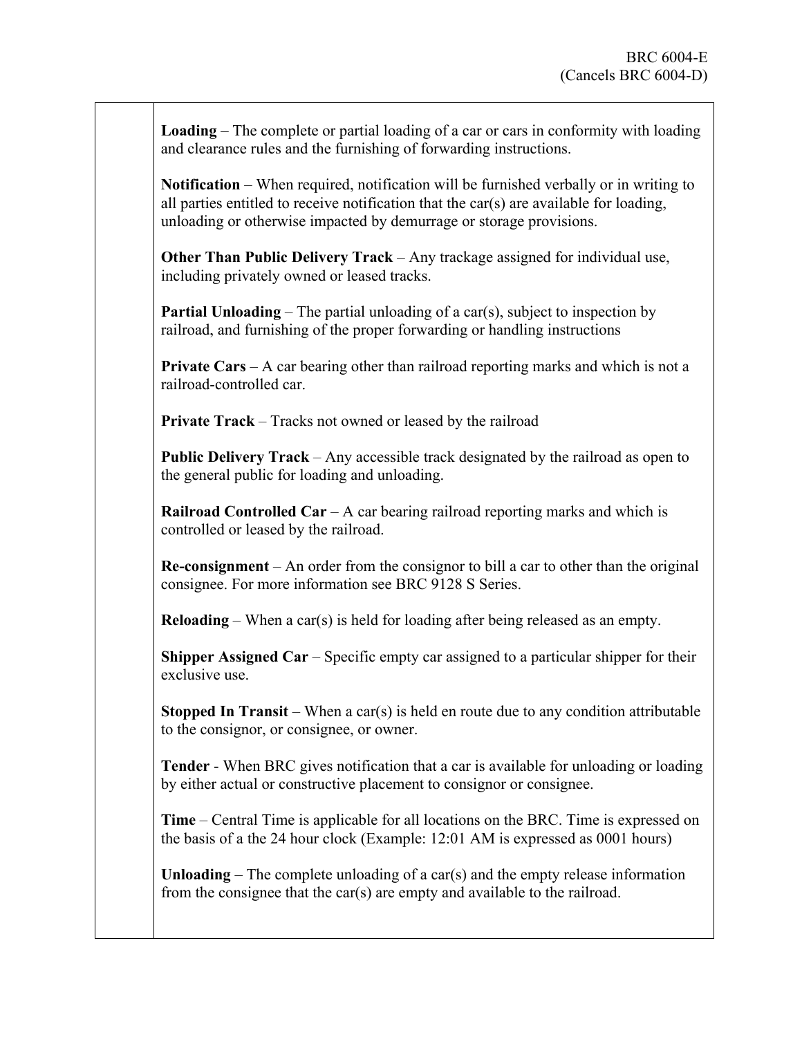**Loading** – The complete or partial loading of a car or cars in conformity with loading and clearance rules and the furnishing of forwarding instructions.

**Notification** – When required, notification will be furnished verbally or in writing to all parties entitled to receive notification that the car(s) are available for loading, unloading or otherwise impacted by demurrage or storage provisions.

**Other Than Public Delivery Track** – Any trackage assigned for individual use, including privately owned or leased tracks.

**Partial Unloading** – The partial unloading of a car(s), subject to inspection by railroad, and furnishing of the proper forwarding or handling instructions

**Private Cars** – A car bearing other than railroad reporting marks and which is not a railroad-controlled car.

**Private Track** – Tracks not owned or leased by the railroad

**Public Delivery Track** – Any accessible track designated by the railroad as open to the general public for loading and unloading.

**Railroad Controlled Car** – A car bearing railroad reporting marks and which is controlled or leased by the railroad.

**Re-consignment** – An order from the consignor to bill a car to other than the original consignee. For more information see BRC 9128 S Series.

**Reloading** – When a car(s) is held for loading after being released as an empty.

**Shipper Assigned Car** – Specific empty car assigned to a particular shipper for their exclusive use.

**Stopped In Transit** – When a car(s) is held en route due to any condition attributable to the consignor, or consignee, or owner.

**Tender** - When BRC gives notification that a car is available for unloading or loading by either actual or constructive placement to consignor or consignee.

**Time** – Central Time is applicable for all locations on the BRC. Time is expressed on the basis of a the 24 hour clock (Example: 12:01 AM is expressed as 0001 hours)

**Unloading** – The complete unloading of a car(s) and the empty release information from the consignee that the car(s) are empty and available to the railroad.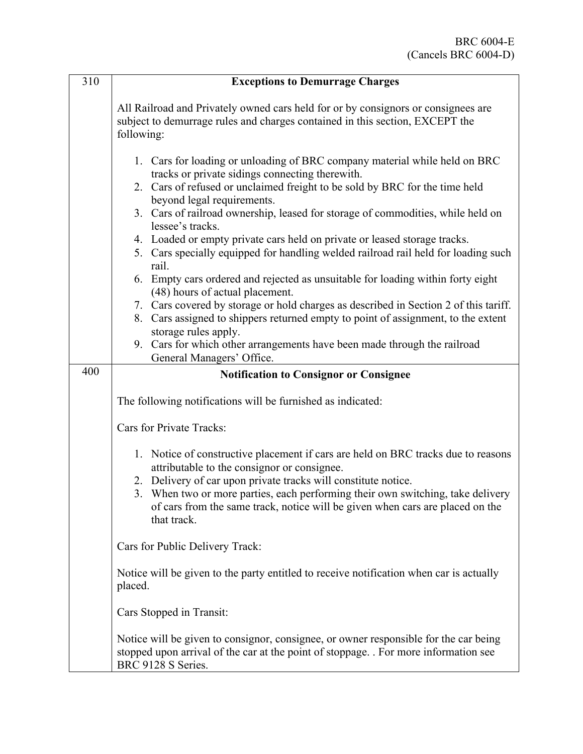| | |
|---|---|
| 310 | **Exceptions to Demurrage Charges**<br><br>All Railroad and Privately owned cars held for or by consignors or consignees are subject to demurrage rules and charges contained in this section, EXCEPT the following:<br><br>1. Cars for loading or unloading of BRC company material while held on BRC tracks or private sidings connecting therewith.<br>2. Cars of refused or unclaimed freight to be sold by BRC for the time held beyond legal requirements.<br>3. Cars of railroad ownership, leased for storage of commodities, while held on lessee's tracks.<br>4. Loaded or empty private cars held on private or leased storage tracks.<br>5. Cars specially equipped for handling welded railroad rail held for loading such rail.<br>6. Empty cars ordered and rejected as unsuitable for loading within forty eight (48) hours of actual placement.<br>7. Cars covered by storage or hold charges as described in Section 2 of this tariff.<br>8. Cars assigned to shippers returned empty to point of assignment, to the extent storage rules apply.<br>9. Cars for which other arrangements have been made through the railroad General Managers' Office. |
| 400 | **Notification to Consignor or Consignee**<br><br>The following notifications will be furnished as indicated:<br><br>Cars for Private Tracks:<br><br>1. Notice of constructive placement if cars are held on BRC tracks due to reasons attributable to the consignor or consignee.<br>2. Delivery of car upon private tracks will constitute notice.<br>3. When two or more parties, each performing their own switching, take delivery of cars from the same track, notice will be given when cars are placed on the that track.<br><br>Cars for Public Delivery Track:<br><br>Notice will be given to the party entitled to receive notification when car is actually placed.<br><br>Cars Stopped in Transit:<br><br>Notice will be given to consignor, consignee, or owner responsible for the car being stopped upon arrival of the car at the point of stoppage. . For more information see BRC 9128 S Series. |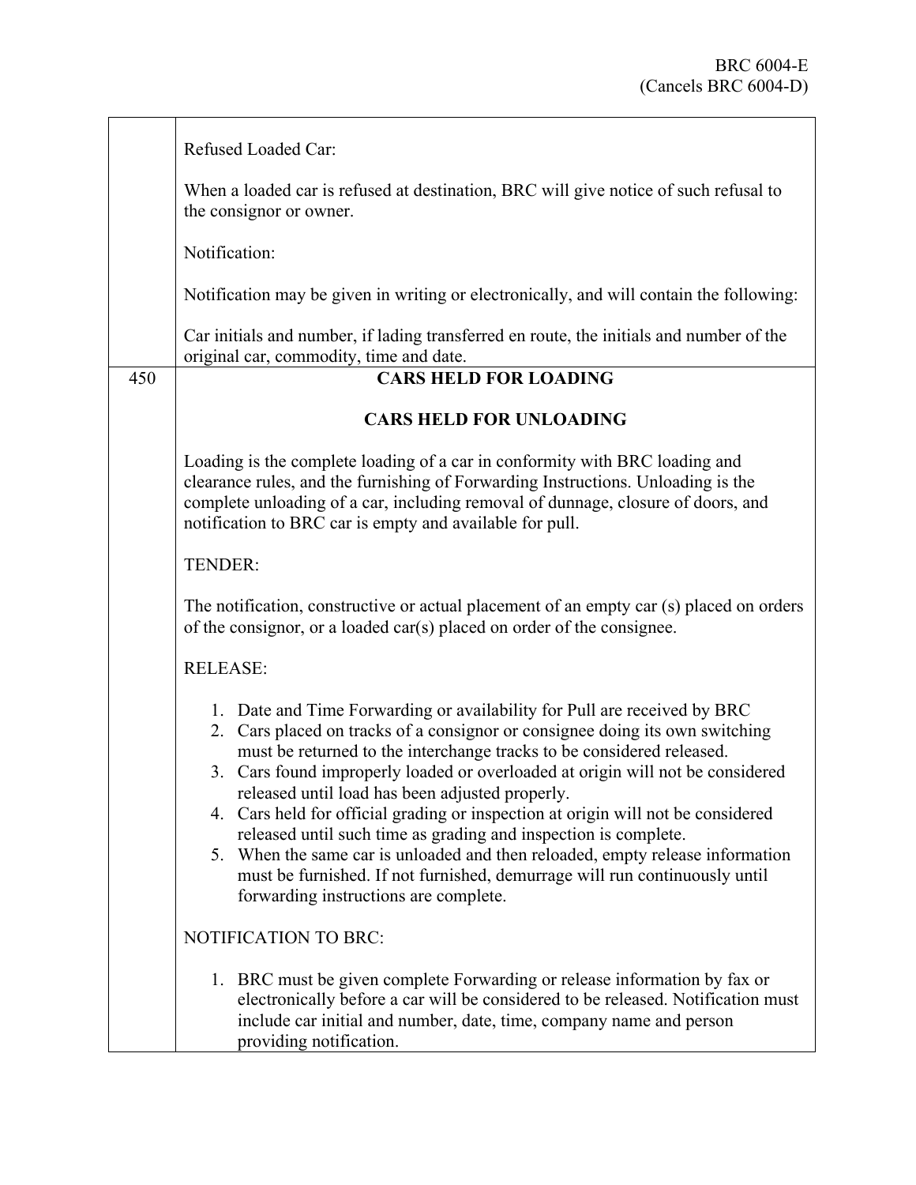| | |
|---|---|
| | Refused Loaded Car:<br><br>When a loaded car is refused at destination, BRC will give notice of such refusal to the consignor or owner.<br><br>Notification:<br><br>Notification may be given in writing or electronically, and will contain the following:<br><br>Car initials and number, if lading transferred en route, the initials and number of the original car, commodity, time and date. |
| 450 | **CARS HELD FOR LOADING**<br><br>**CARS HELD FOR UNLOADING**<br><br>Loading is the complete loading of a car in conformity with BRC loading and clearance rules, and the furnishing of Forwarding Instructions. Unloading is the complete unloading of a car, including removal of dunnage, closure of doors, and notification to BRC car is empty and available for pull.<br><br>TENDER:<br><br>The notification, constructive or actual placement of an empty car (s) placed on orders of the consignor, or a loaded car(s) placed on order of the consignee.<br><br>RELEASE:<br><br>1. Date and Time Forwarding or availability for Pull are received by BRC<br>2. Cars placed on tracks of a consignor or consignee doing its own switching must be returned to the interchange tracks to be considered released.<br>3. Cars found improperly loaded or overloaded at origin will not be considered released until load has been adjusted properly.<br>4. Cars held for official grading or inspection at origin will not be considered released until such time as grading and inspection is complete.<br>5. When the same car is unloaded and then reloaded, empty release information must be furnished. If not furnished, demurrage will run continuously until forwarding instructions are complete.<br><br>NOTIFICATION TO BRC:<br><br>1. BRC must be given complete Forwarding or release information by fax or electronically before a car will be considered to be released. Notification must include car initial and number, date, time, company name and person providing notification. |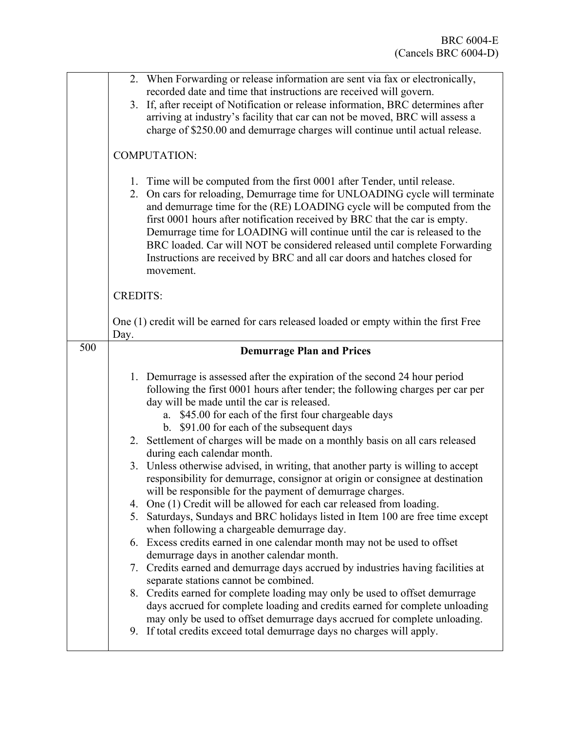| | |
|---|---|
| | 2. When Forwarding or release information are sent via fax or electronically, recorded date and time that instructions are received will govern.<br>3. If, after receipt of Notification or release information, BRC determines after arriving at industry's facility that car can not be moved, BRC will assess a charge of $250.00 and demurrage charges will continue until actual release.<br><br>COMPUTATION:<br><br>1. Time will be computed from the first 0001 after Tender, until release.<br>2. On cars for reloading, Demurrage time for UNLOADING cycle will terminate and demurrage time for the (RE) LOADING cycle will be computed from the first 0001 hours after notification received by BRC that the car is empty. Demurrage time for LOADING will continue until the car is released to the BRC loaded. Car will NOT be considered released until complete Forwarding Instructions are received by BRC and all car doors and hatches closed for movement.<br><br>CREDITS:<br><br>One (1) credit will be earned for cars released loaded or empty within the first Free Day. |
| 500 | **Demurrage Plan and Prices**<br><br>1. Demurrage is assessed after the expiration of the second 24 hour period following the first 0001 hours after tender; the following charges per car per day will be made until the car is released.<br>&nbsp;&nbsp;&nbsp;a. $45.00 for each of the first four chargeable days<br>&nbsp;&nbsp;&nbsp;b. $91.00 for each of the subsequent days<br>2. Settlement of charges will be made on a monthly basis on all cars released during each calendar month.<br>3. Unless otherwise advised, in writing, that another party is willing to accept responsibility for demurrage, consignor at origin or consignee at destination will be responsible for the payment of demurrage charges.<br>4. One (1) Credit will be allowed for each car released from loading.<br>5. Saturdays, Sundays and BRC holidays listed in Item 100 are free time except when following a chargeable demurrage day.<br>6. Excess credits earned in one calendar month may not be used to offset demurrage days in another calendar month.<br>7. Credits earned and demurrage days accrued by industries having facilities at separate stations cannot be combined.<br>8. Credits earned for complete loading may only be used to offset demurrage days accrued for complete loading and credits earned for complete unloading may only be used to offset demurrage days accrued for complete unloading.<br>9. If total credits exceed total demurrage days no charges will apply. |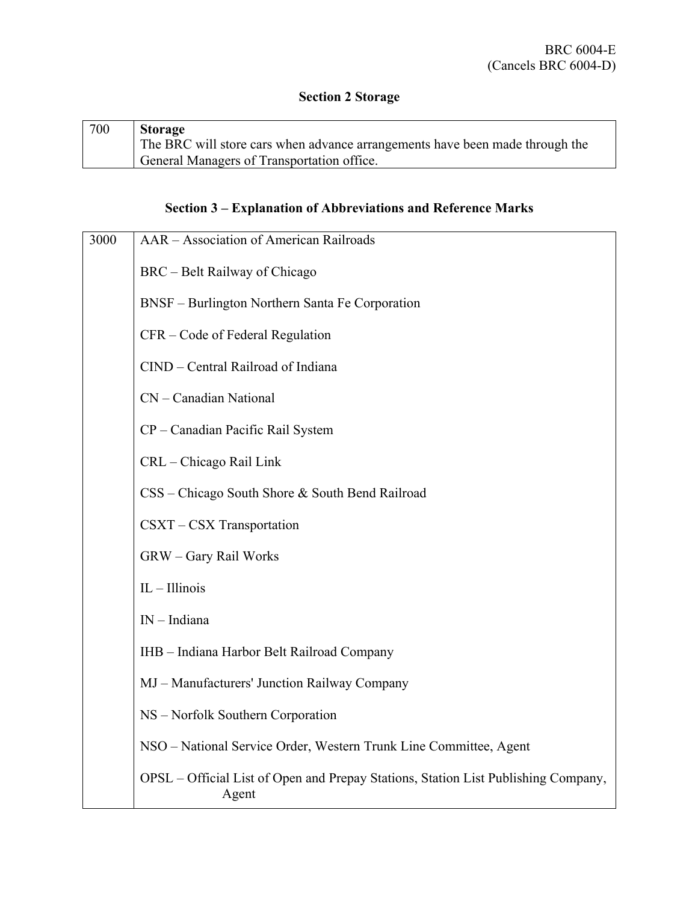BRC 6004-E
(Cancels BRC 6004-D)

## Section 2 Storage

| | |
|---|---|
| 700 | **Storage**<br>The BRC will store cars when advance arrangements have been made through the General Managers of Transportation office. |

## Section 3 – Explanation of Abbreviations and Reference Marks

| | |
|---|---|
| 3000 | AAR – Association of American Railroads<br><br>BRC – Belt Railway of Chicago<br><br>BNSF – Burlington Northern Santa Fe Corporation<br><br>CFR – Code of Federal Regulation<br><br>CIND – Central Railroad of Indiana<br><br>CN – Canadian National<br><br>CP – Canadian Pacific Rail System<br><br>CRL – Chicago Rail Link<br><br>CSS – Chicago South Shore & South Bend Railroad<br><br>CSXT – CSX Transportation<br><br>GRW – Gary Rail Works<br><br>IL – Illinois<br><br>IN – Indiana<br><br>IHB – Indiana Harbor Belt Railroad Company<br><br>MJ – Manufacturers' Junction Railway Company<br><br>NS – Norfolk Southern Corporation<br><br>NSO – National Service Order, Western Trunk Line Committee, Agent<br><br>OPSL – Official List of Open and Prepay Stations, Station List Publishing Company, Agent |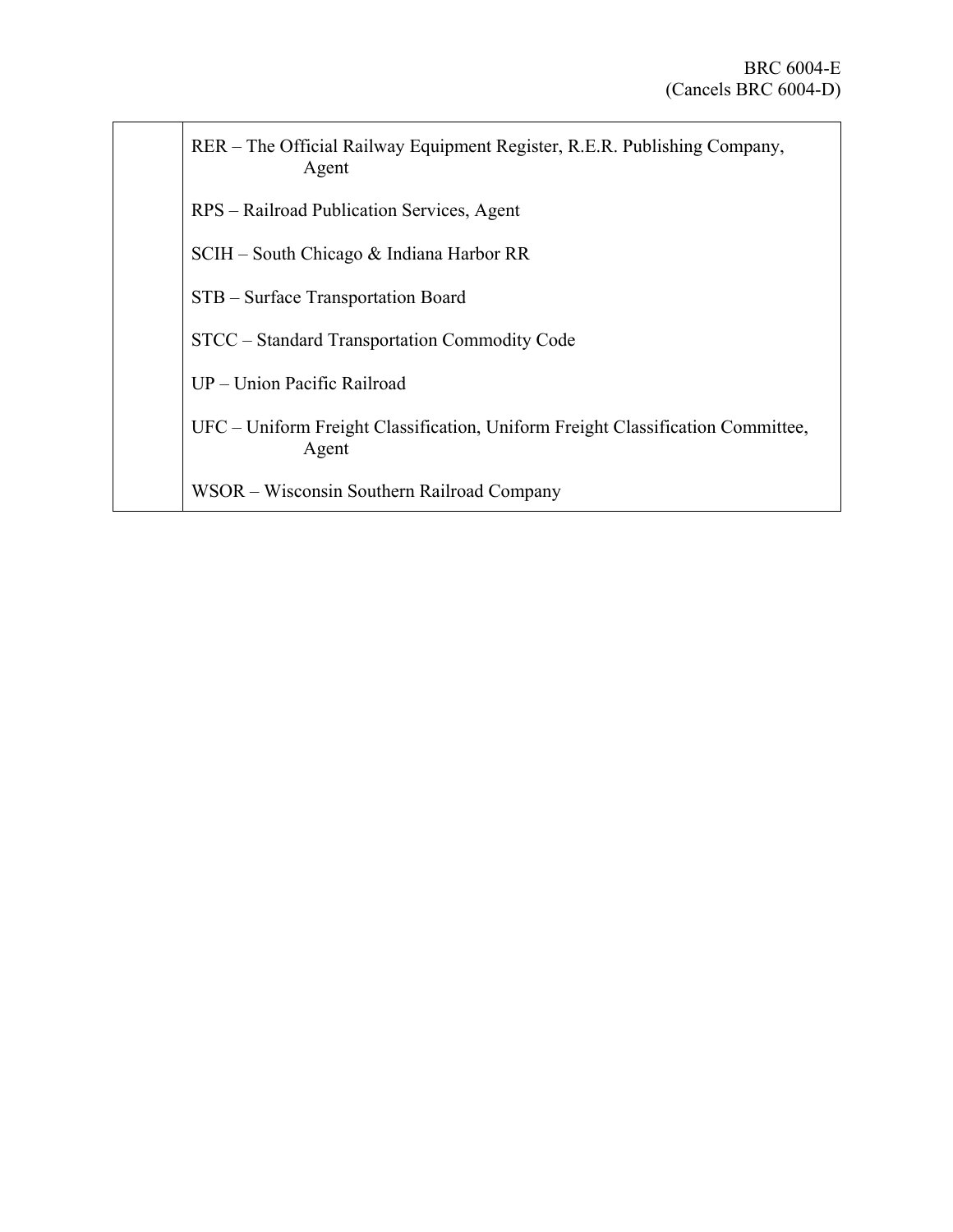| | |
|---|---|
| | RER – The Official Railway Equipment Register, R.E.R. Publishing Company, Agent<br><br>RPS – Railroad Publication Services, Agent<br><br>SCIH – South Chicago & Indiana Harbor RR<br><br>STB – Surface Transportation Board<br><br>STCC – Standard Transportation Commodity Code<br><br>UP – Union Pacific Railroad<br><br>UFC – Uniform Freight Classification, Uniform Freight Classification Committee, Agent<br><br>WSOR – Wisconsin Southern Railroad Company |